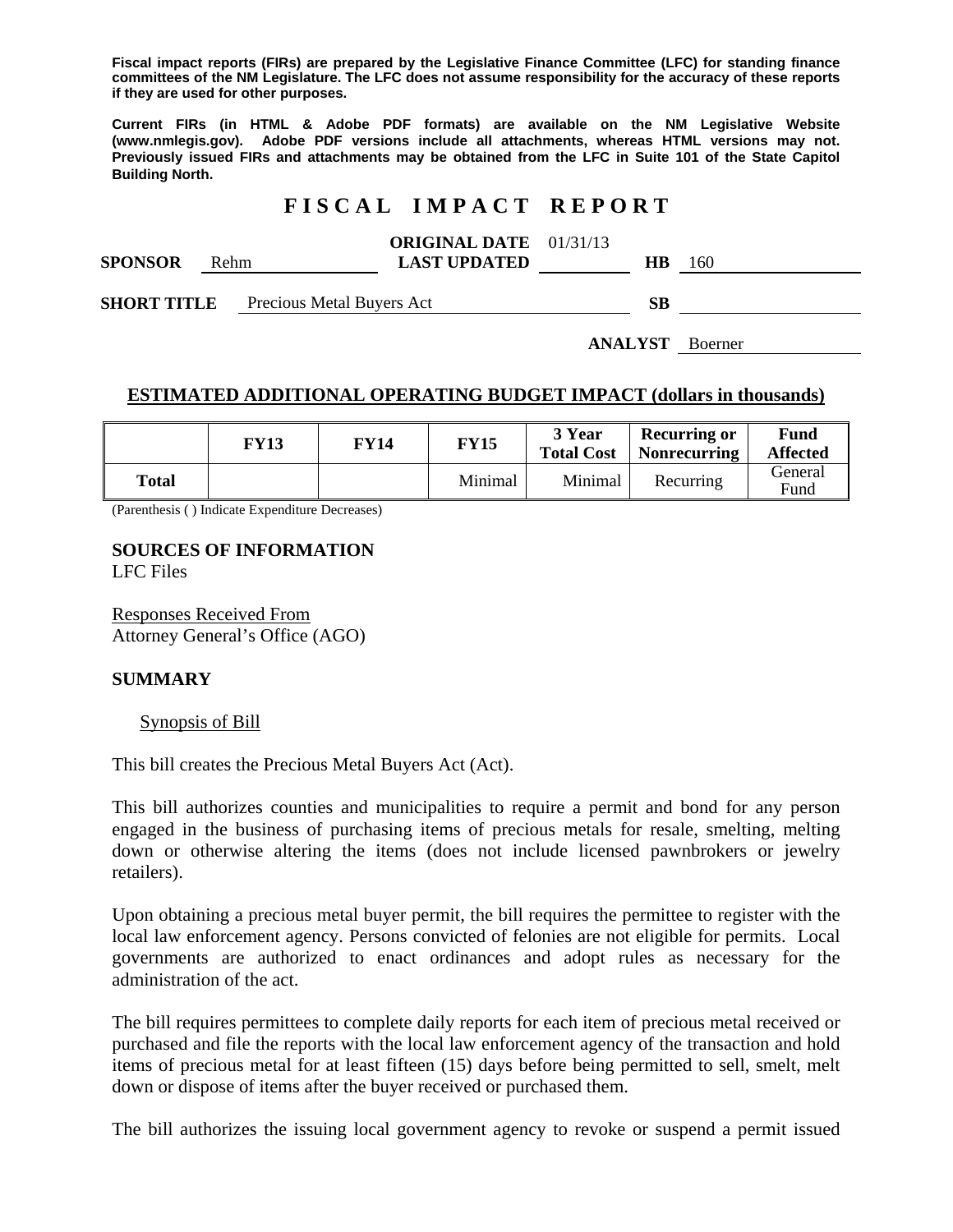**Fiscal impact reports (FIRs) are prepared by the Legislative Finance Committee (LFC) for standing finance committees of the NM Legislature. The LFC does not assume responsibility for the accuracy of these reports if they are used for other purposes.**

**Current FIRs (in HTML & Adobe PDF formats) are available on the NM Legislative Website (www.nmlegis.gov). Adobe PDF versions include all attachments, whereas HTML versions may not. Previously issued FIRs and attachments may be obtained from the LFC in Suite 101 of the State Capitol Building North.**

# F I S C A L   I M P A C T   R E P O R T

**SPONSOR** Rehm  **ORIGINAL DATE** 01/31/13  **LAST UPDATED**  **HB** 160

**SHORT TITLE** Precious Metal Buyers Act  **SB**

**ANALYST** Boerner

## ESTIMATED ADDITIONAL OPERATING BUDGET IMPACT (dollars in thousands)

| | FY13 | FY14 | FY15 | 3 Year Total Cost | Recurring or Nonrecurring | Fund Affected |
|---|---|---|---|---|---|---|
| **Total** | | | Minimal | Minimal | Recurring | General Fund |

(Parenthesis ( ) Indicate Expenditure Decreases)

**SOURCES OF INFORMATION**
LFC Files

Responses Received From
Attorney General's Office (AGO)

**SUMMARY**

Synopsis of Bill

This bill creates the Precious Metal Buyers Act (Act).

This bill authorizes counties and municipalities to require a permit and bond for any person engaged in the business of purchasing items of precious metals for resale, smelting, melting down or otherwise altering the items (does not include licensed pawnbrokers or jewelry retailers).

Upon obtaining a precious metal buyer permit, the bill requires the permittee to register with the local law enforcement agency. Persons convicted of felonies are not eligible for permits. Local governments are authorized to enact ordinances and adopt rules as necessary for the administration of the act.

The bill requires permittees to complete daily reports for each item of precious metal received or purchased and file the reports with the local law enforcement agency of the transaction and hold items of precious metal for at least fifteen (15) days before being permitted to sell, smelt, melt down or dispose of items after the buyer received or purchased them.

The bill authorizes the issuing local government agency to revoke or suspend a permit issued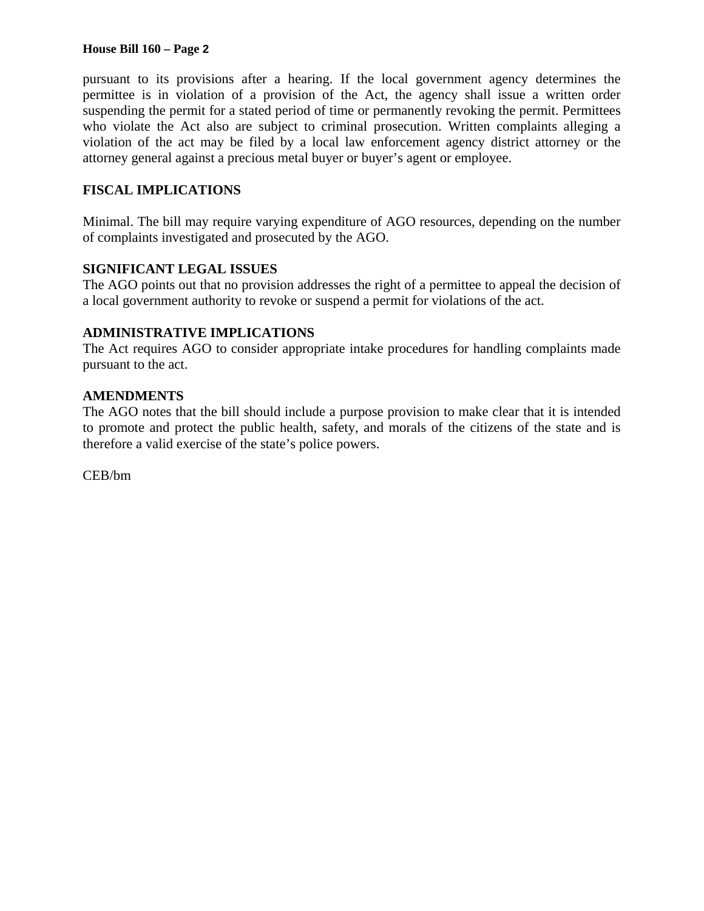pursuant to its provisions after a hearing. If the local government agency determines the permittee is in violation of a provision of the Act, the agency shall issue a written order suspending the permit for a stated period of time or permanently revoking the permit. Permittees who violate the Act also are subject to criminal prosecution. Written complaints alleging a violation of the act may be filed by a local law enforcement agency district attorney or the attorney general against a precious metal buyer or buyer's agent or employee.

**FISCAL IMPLICATIONS**

Minimal. The bill may require varying expenditure of AGO resources, depending on the number of complaints investigated and prosecuted by the AGO.

**SIGNIFICANT LEGAL ISSUES**

The AGO points out that no provision addresses the right of a permittee to appeal the decision of a local government authority to revoke or suspend a permit for violations of the act.

**ADMINISTRATIVE IMPLICATIONS**

The Act requires AGO to consider appropriate intake procedures for handling complaints made pursuant to the act.

**AMENDMENTS**

The AGO notes that the bill should include a purpose provision to make clear that it is intended to promote and protect the public health, safety, and morals of the citizens of the state and is therefore a valid exercise of the state's police powers.

CEB/bm